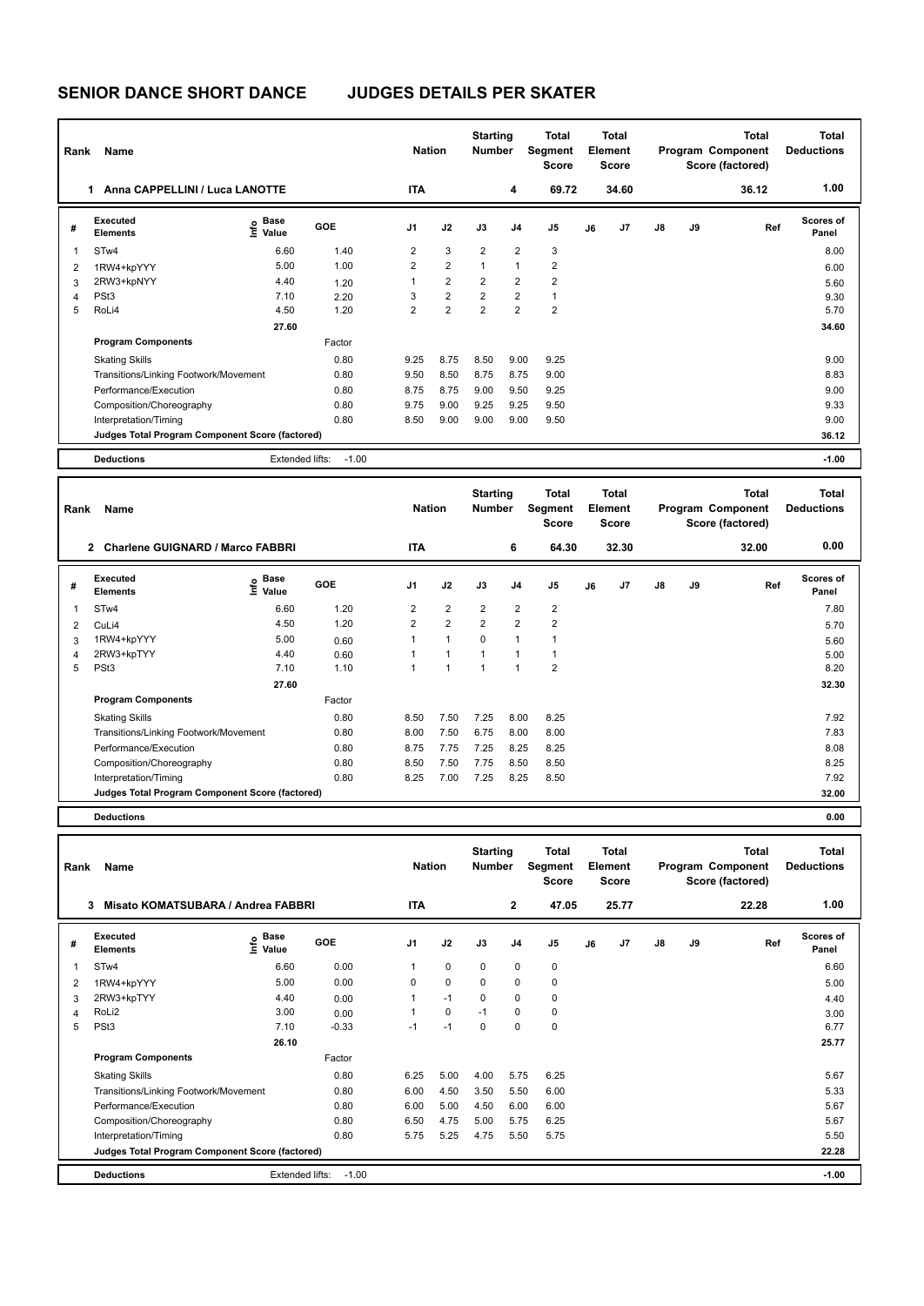# SENIOR DANCE SHORT DANCE JUDGES DETAILS PER SKATER

| Rank | Name | Nation | Starting Number | Total Segment Score | Total Element Score | Total Program Component Score (factored) | Total Deductions |
|---|---|---|---|---|---|---|---|
| 1 | Anna CAPPELLINI / Luca LANOTTE | ITA | 4 | 69.72 | 34.60 | 36.12 | 1.00 |

| # | Executed Elements | Info | Base Value | GOE | J1 | J2 | J3 | J4 | J5 | J6 | J7 | J8 | J9 | Ref | Scores of Panel |
|---|---|---|---|---|---|---|---|---|---|---|---|---|---|---|---|
| 1 | STw4 | | 6.60 | 1.40 | 2 | 3 | 2 | 2 | 3 | | | | | | 8.00 |
| 2 | 1RW4+kpYYY | | 5.00 | 1.00 | 2 | 2 | 1 | 1 | 2 | | | | | | 6.00 |
| 3 | 2RW3+kpNYY | | 4.40 | 1.20 | 1 | 2 | 2 | 2 | 2 | | | | | | 5.60 |
| 4 | PSt3 | | 7.10 | 2.20 | 3 | 2 | 2 | 2 | 1 | | | | | | 9.30 |
| 5 | RoLi4 | | 4.50 | 1.20 | 2 | 2 | 2 | 2 | 2 | | | | | | 5.70 |
| | | | 27.60 | | | | | | | | | | | | 34.60 |
| | **Program Components** | | | Factor | | | | | | | | | | | |
| | Skating Skills | | | 0.80 | 9.25 | 8.75 | 8.50 | 9.00 | 9.25 | | | | | | 9.00 |
| | Transitions/Linking Footwork/Movement | | | 0.80 | 9.50 | 8.50 | 8.75 | 8.75 | 9.00 | | | | | | 8.83 |
| | Performance/Execution | | | 0.80 | 8.75 | 8.75 | 9.00 | 9.50 | 9.25 | | | | | | 9.00 |
| | Composition/Choreography | | | 0.80 | 9.75 | 9.00 | 9.25 | 9.25 | 9.50 | | | | | | 9.33 |
| | Interpretation/Timing | | | 0.80 | 8.50 | 9.00 | 9.00 | 9.00 | 9.50 | | | | | | 9.00 |
| | **Judges Total Program Component Score (factored)** | | | | | | | | | | | | | | 36.12 |
| | **Deductions** | | Extended lifts: | -1.00 | | | | | | | | | | | -1.00 |

| Rank | Name | Nation | Starting Number | Total Segment Score | Total Element Score | Total Program Component Score (factored) | Total Deductions |
|---|---|---|---|---|---|---|---|
| 2 | Charlene GUIGNARD / Marco FABBRI | ITA | 6 | 64.30 | 32.30 | 32.00 | 0.00 |

| # | Executed Elements | Info | Base Value | GOE | J1 | J2 | J3 | J4 | J5 | J6 | J7 | J8 | J9 | Ref | Scores of Panel |
|---|---|---|---|---|---|---|---|---|---|---|---|---|---|---|---|
| 1 | STw4 | | 6.60 | 1.20 | 2 | 2 | 2 | 2 | 2 | | | | | | 7.80 |
| 2 | CuLi4 | | 4.50 | 1.20 | 2 | 2 | 2 | 2 | 2 | | | | | | 5.70 |
| 3 | 1RW4+kpYYY | | 5.00 | 0.60 | 1 | 1 | 0 | 1 | 1 | | | | | | 5.60 |
| 4 | 2RW3+kpTYY | | 4.40 | 0.60 | 1 | 1 | 1 | 1 | 1 | | | | | | 5.00 |
| 5 | PSt3 | | 7.10 | 1.10 | 1 | 1 | 1 | 1 | 2 | | | | | | 8.20 |
| | | | 27.60 | | | | | | | | | | | | 32.30 |
| | **Program Components** | | | Factor | | | | | | | | | | | |
| | Skating Skills | | | 0.80 | 8.50 | 7.50 | 7.25 | 8.00 | 8.25 | | | | | | 7.92 |
| | Transitions/Linking Footwork/Movement | | | 0.80 | 8.00 | 7.50 | 6.75 | 8.00 | 8.00 | | | | | | 7.83 |
| | Performance/Execution | | | 0.80 | 8.75 | 7.75 | 7.25 | 8.25 | 8.25 | | | | | | 8.08 |
| | Composition/Choreography | | | 0.80 | 8.50 | 7.50 | 7.75 | 8.50 | 8.50 | | | | | | 8.25 |
| | Interpretation/Timing | | | 0.80 | 8.25 | 7.00 | 7.25 | 8.25 | 8.50 | | | | | | 7.92 |
| | **Judges Total Program Component Score (factored)** | | | | | | | | | | | | | | 32.00 |
| | **Deductions** | | | | | | | | | | | | | | 0.00 |

| Rank | Name | Nation | Starting Number | Total Segment Score | Total Element Score | Total Program Component Score (factored) | Total Deductions |
|---|---|---|---|---|---|---|---|
| 3 | Misato KOMATSUBARA / Andrea FABBRI | ITA | 2 | 47.05 | 25.77 | 22.28 | 1.00 |

| # | Executed Elements | Info | Base Value | GOE | J1 | J2 | J3 | J4 | J5 | J6 | J7 | J8 | J9 | Ref | Scores of Panel |
|---|---|---|---|---|---|---|---|---|---|---|---|---|---|---|---|
| 1 | STw4 | | 6.60 | 0.00 | 1 | 0 | 0 | 0 | 0 | | | | | | 6.60 |
| 2 | 1RW4+kpYYY | | 5.00 | 0.00 | 0 | 0 | 0 | 0 | 0 | | | | | | 5.00 |
| 3 | 2RW3+kpTYY | | 4.40 | 0.00 | 1 | -1 | 0 | 0 | 0 | | | | | | 4.40 |
| 4 | RoLi2 | | 3.00 | 0.00 | 1 | 0 | -1 | 0 | 0 | | | | | | 3.00 |
| 5 | PSt3 | | 7.10 | -0.33 | -1 | -1 | 0 | 0 | 0 | | | | | | 6.77 |
| | | | 26.10 | | | | | | | | | | | | 25.77 |
| | **Program Components** | | | Factor | | | | | | | | | | | |
| | Skating Skills | | | 0.80 | 6.25 | 5.00 | 4.00 | 5.75 | 6.25 | | | | | | 5.67 |
| | Transitions/Linking Footwork/Movement | | | 0.80 | 6.00 | 4.50 | 3.50 | 5.50 | 6.00 | | | | | | 5.33 |
| | Performance/Execution | | | 0.80 | 6.00 | 5.00 | 4.50 | 6.00 | 6.00 | | | | | | 5.67 |
| | Composition/Choreography | | | 0.80 | 6.50 | 4.75 | 5.00 | 5.75 | 6.25 | | | | | | 5.67 |
| | Interpretation/Timing | | | 0.80 | 5.75 | 5.25 | 4.75 | 5.50 | 5.75 | | | | | | 5.50 |
| | **Judges Total Program Component Score (factored)** | | | | | | | | | | | | | | 22.28 |
| | **Deductions** | | Extended lifts: | -1.00 | | | | | | | | | | | -1.00 |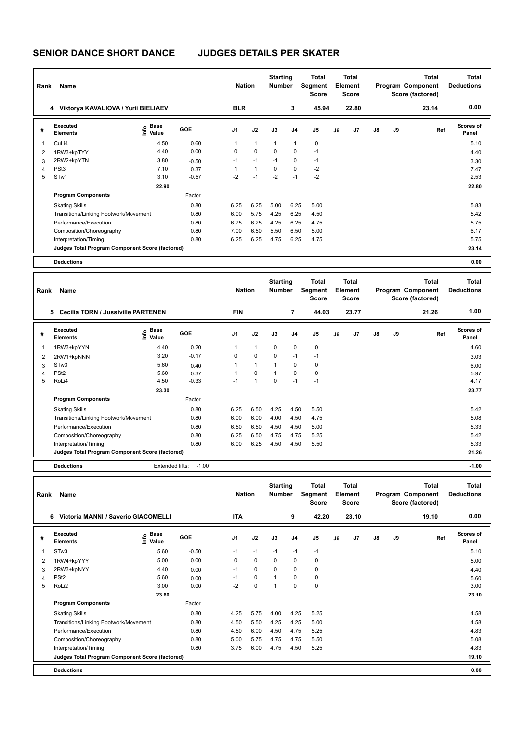# SENIOR DANCE SHORT DANCE JUDGES DETAILS PER SKATER

| Rank | Name | Nation | Starting Number | Total Segment Score | Total Element Score | Total Program Component Score (factored) | Total Deductions |
|---|---|---|---|---|---|---|---|
| 4 | Viktorya KAVALIOVA / Yurii BIELIAEV | BLR | 3 | 45.94 | 22.80 | 23.14 | 0.00 |

| # | Executed Elements | Info | Base Value | GOE | J1 | J2 | J3 | J4 | J5 | J6 | J7 | J8 | J9 | Ref | Scores of Panel |
|---|---|---|---|---|---|---|---|---|---|---|---|---|---|---|---|
| 1 | CuLi4 | | 4.50 | 0.60 | 1 | 1 | 1 | 1 | 0 | | | | | | 5.10 |
| 2 | 1RW3+kpTYY | | 4.40 | 0.00 | 0 | 0 | 0 | 0 | -1 | | | | | | 4.40 |
| 3 | 2RW2+kpYTN | | 3.80 | -0.50 | -1 | -1 | -1 | 0 | -1 | | | | | | 3.30 |
| 4 | PSt3 | | 7.10 | 0.37 | 1 | 1 | 0 | 0 | -2 | | | | | | 7.47 |
| 5 | STw1 | | 3.10 | -0.57 | -2 | -1 | -2 | -1 | -2 | | | | | | 2.53 |
| | | | 22.90 | | | | | | | | | | | | 22.80 |

| Program Components | Factor | J1 | J2 | J3 | J4 | J5 | J6 | J7 | J8 | J9 | Scores of Panel |
|---|---|---|---|---|---|---|---|---|---|---|---|
| Skating Skills | 0.80 | 6.25 | 6.25 | 5.00 | 6.25 | 5.00 | | | | | 5.83 |
| Transitions/Linking Footwork/Movement | 0.80 | 6.00 | 5.75 | 4.25 | 6.25 | 4.50 | | | | | 5.42 |
| Performance/Execution | 0.80 | 6.75 | 6.25 | 4.25 | 6.25 | 4.75 | | | | | 5.75 |
| Composition/Choreography | 0.80 | 7.00 | 6.50 | 5.50 | 6.50 | 5.00 | | | | | 6.17 |
| Interpretation/Timing | 0.80 | 6.25 | 6.25 | 4.75 | 6.25 | 4.75 | | | | | 5.75 |
| Judges Total Program Component Score (factored) | | | | | | | | | | | 23.14 |

**Deductions** 0.00

| Rank | Name | Nation | Starting Number | Total Segment Score | Total Element Score | Total Program Component Score (factored) | Total Deductions |
|---|---|---|---|---|---|---|---|
| 5 | Cecilia TORN / Jussiville PARTENEN | FIN | 7 | 44.03 | 23.77 | 21.26 | 1.00 |

| # | Executed Elements | Info | Base Value | GOE | J1 | J2 | J3 | J4 | J5 | J6 | J7 | J8 | J9 | Ref | Scores of Panel |
|---|---|---|---|---|---|---|---|---|---|---|---|---|---|---|---|
| 1 | 1RW3+kpYYN | | 4.40 | 0.20 | 1 | 1 | 0 | 0 | 0 | | | | | | 4.60 |
| 2 | 2RW1+kpNNN | | 3.20 | -0.17 | 0 | 0 | 0 | -1 | -1 | | | | | | 3.03 |
| 3 | STw3 | | 5.60 | 0.40 | 1 | 1 | 1 | 0 | 0 | | | | | | 6.00 |
| 4 | PSt2 | | 5.60 | 0.37 | 1 | 0 | 1 | 0 | 0 | | | | | | 5.97 |
| 5 | RoLi4 | | 4.50 | -0.33 | -1 | 1 | 0 | -1 | -1 | | | | | | 4.17 |
| | | | 23.30 | | | | | | | | | | | | 23.77 |

| Program Components | Factor | J1 | J2 | J3 | J4 | J5 | J6 | J7 | J8 | J9 | Scores of Panel |
|---|---|---|---|---|---|---|---|---|---|---|---|
| Skating Skills | 0.80 | 6.25 | 6.50 | 4.25 | 4.50 | 5.50 | | | | | 5.42 |
| Transitions/Linking Footwork/Movement | 0.80 | 6.00 | 6.00 | 4.00 | 4.50 | 4.75 | | | | | 5.08 |
| Performance/Execution | 0.80 | 6.50 | 6.50 | 4.50 | 4.50 | 5.00 | | | | | 5.33 |
| Composition/Choreography | 0.80 | 6.25 | 6.50 | 4.75 | 4.75 | 5.25 | | | | | 5.42 |
| Interpretation/Timing | 0.80 | 6.00 | 6.25 | 4.50 | 4.50 | 5.50 | | | | | 5.33 |
| Judges Total Program Component Score (factored) | | | | | | | | | | | 21.26 |

**Deductions** Extended lifts: -1.00 **-1.00**

| Rank | Name | Nation | Starting Number | Total Segment Score | Total Element Score | Total Program Component Score (factored) | Total Deductions |
|---|---|---|---|---|---|---|---|
| 6 | Victoria MANNI / Saverio GIACOMELLI | ITA | 9 | 42.20 | 23.10 | 19.10 | 0.00 |

| # | Executed Elements | Info | Base Value | GOE | J1 | J2 | J3 | J4 | J5 | J6 | J7 | J8 | J9 | Ref | Scores of Panel |
|---|---|---|---|---|---|---|---|---|---|---|---|---|---|---|---|
| 1 | STw3 | | 5.60 | -0.50 | -1 | -1 | -1 | -1 | -1 | | | | | | 5.10 |
| 2 | 1RW4+kpYYY | | 5.00 | 0.00 | 0 | 0 | 0 | 0 | 0 | | | | | | 5.00 |
| 3 | 2RW3+kpNYY | | 4.40 | 0.00 | -1 | 0 | 0 | 0 | 0 | | | | | | 4.40 |
| 4 | PSt2 | | 5.60 | 0.00 | -1 | 0 | 1 | 0 | 0 | | | | | | 5.60 |
| 5 | RoLi2 | | 3.00 | 0.00 | -2 | 0 | 1 | 0 | 0 | | | | | | 3.00 |
| | | | 23.60 | | | | | | | | | | | | 23.10 |

| Program Components | Factor | J1 | J2 | J3 | J4 | J5 | J6 | J7 | J8 | J9 | Scores of Panel |
|---|---|---|---|---|---|---|---|---|---|---|---|
| Skating Skills | 0.80 | 4.25 | 5.75 | 4.00 | 4.25 | 5.25 | | | | | 4.58 |
| Transitions/Linking Footwork/Movement | 0.80 | 4.50 | 5.50 | 4.25 | 4.25 | 5.00 | | | | | 4.58 |
| Performance/Execution | 0.80 | 4.50 | 6.00 | 4.50 | 4.75 | 5.25 | | | | | 4.83 |
| Composition/Choreography | 0.80 | 5.00 | 5.75 | 4.75 | 4.75 | 5.50 | | | | | 5.08 |
| Interpretation/Timing | 0.80 | 3.75 | 6.00 | 4.75 | 4.50 | 5.25 | | | | | 4.83 |
| Judges Total Program Component Score (factored) | | | | | | | | | | | 19.10 |

**Deductions** 0.00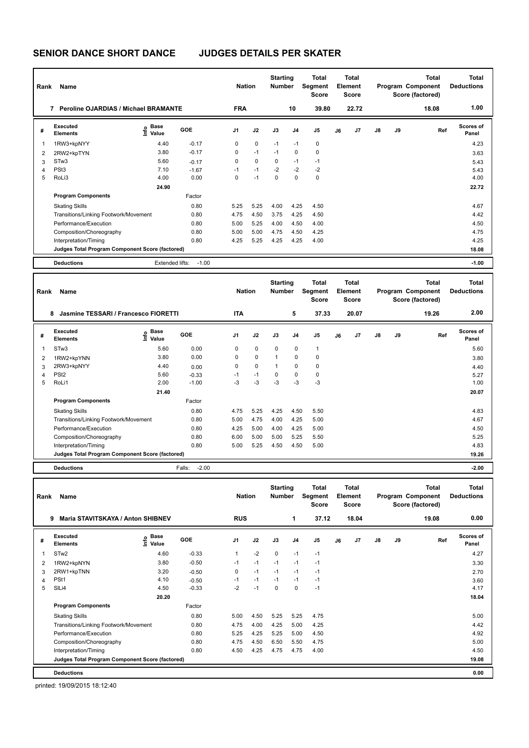# SENIOR DANCE SHORT DANCE JUDGES DETAILS PER SKATER

| Rank | Name | Nation | Starting Number | Total Segment Score | Total Element Score | Total Program Component Score (factored) | Total Deductions |
|---|---|---|---|---|---|---|---|
| 7 | Peroline OJARDIAS / Michael BRAMANTE | FRA | 10 | 39.80 | 22.72 | 18.08 | 1.00 |

| # | Executed Elements | Info | Base Value | GOE | J1 | J2 | J3 | J4 | J5 | J6 | J7 | J8 | J9 | Ref | Scores of Panel |
|---|---|---|---|---|---|---|---|---|---|---|---|---|---|---|---|
| 1 | 1RW3+kpNYY | | 4.40 | -0.17 | 0 | 0 | -1 | -1 | 0 | | | | | | 4.23 |
| 2 | 2RW2+kpTYN | | 3.80 | -0.17 | 0 | -1 | -1 | 0 | 0 | | | | | | 3.63 |
| 3 | STw3 | | 5.60 | -0.17 | 0 | 0 | 0 | -1 | -1 | | | | | | 5.43 |
| 4 | PSt3 | | 7.10 | -1.67 | -1 | -1 | -2 | -2 | -2 | | | | | | 5.43 |
| 5 | RoLi3 | | 4.00 | 0.00 | 0 | -1 | 0 | 0 | 0 | | | | | | 4.00 |
| | | | 24.90 | | | | | | | | | | | | 22.72 |
| | **Program Components** | | | Factor | | | | | | | | | | | |
| | Skating Skills | | | 0.80 | 5.25 | 5.25 | 4.00 | 4.25 | 4.50 | | | | | | 4.67 |
| | Transitions/Linking Footwork/Movement | | | 0.80 | 4.75 | 4.50 | 3.75 | 4.25 | 4.50 | | | | | | 4.42 |
| | Performance/Execution | | | 0.80 | 5.00 | 5.25 | 4.00 | 4.50 | 4.00 | | | | | | 4.50 |
| | Composition/Choreography | | | 0.80 | 5.00 | 5.00 | 4.75 | 4.50 | 4.25 | | | | | | 4.75 |
| | Interpretation/Timing | | | 0.80 | 4.25 | 5.25 | 4.25 | 4.25 | 4.00 | | | | | | 4.25 |
| | **Judges Total Program Component Score (factored)** | | | | | | | | | | | | | | 18.08 |
| | **Deductions** | | Extended lifts: | -1.00 | | | | | | | | | | | -1.00 |

| Rank | Name | Nation | Starting Number | Total Segment Score | Total Element Score | Total Program Component Score (factored) | Total Deductions |
|---|---|---|---|---|---|---|---|
| 8 | Jasmine TESSARI / Francesco FIORETTI | ITA | 5 | 37.33 | 20.07 | 19.26 | 2.00 |

| # | Executed Elements | Info | Base Value | GOE | J1 | J2 | J3 | J4 | J5 | J6 | J7 | J8 | J9 | Ref | Scores of Panel |
|---|---|---|---|---|---|---|---|---|---|---|---|---|---|---|---|
| 1 | STw3 | | 5.60 | 0.00 | 0 | 0 | 0 | 0 | 1 | | | | | | 5.60 |
| 2 | 1RW2+kpYNN | | 3.80 | 0.00 | 0 | 0 | 1 | 0 | 0 | | | | | | 3.80 |
| 3 | 2RW3+kpNYY | | 4.40 | 0.00 | 0 | 0 | 1 | 0 | 0 | | | | | | 4.40 |
| 4 | PSt2 | | 5.60 | -0.33 | -1 | -1 | 0 | 0 | 0 | | | | | | 5.27 |
| 5 | RoLi1 | | 2.00 | -1.00 | -3 | -3 | -3 | -3 | -3 | | | | | | 1.00 |
| | | | 21.40 | | | | | | | | | | | | 20.07 |
| | **Program Components** | | | Factor | | | | | | | | | | | |
| | Skating Skills | | | 0.80 | 4.75 | 5.25 | 4.25 | 4.50 | 5.50 | | | | | | 4.83 |
| | Transitions/Linking Footwork/Movement | | | 0.80 | 5.00 | 4.75 | 4.00 | 4.25 | 5.00 | | | | | | 4.67 |
| | Performance/Execution | | | 0.80 | 4.25 | 5.00 | 4.00 | 4.25 | 5.00 | | | | | | 4.50 |
| | Composition/Choreography | | | 0.80 | 6.00 | 5.00 | 5.00 | 5.25 | 5.50 | | | | | | 5.25 |
| | Interpretation/Timing | | | 0.80 | 5.00 | 5.25 | 4.50 | 4.50 | 5.00 | | | | | | 4.83 |
| | **Judges Total Program Component Score (factored)** | | | | | | | | | | | | | | 19.26 |
| | **Deductions** | | Falls: | -2.00 | | | | | | | | | | | -2.00 |

| Rank | Name | Nation | Starting Number | Total Segment Score | Total Element Score | Total Program Component Score (factored) | Total Deductions |
|---|---|---|---|---|---|---|---|
| 9 | Maria STAVITSKAYA / Anton SHIBNEV | RUS | 1 | 37.12 | 18.04 | 19.08 | 0.00 |

| # | Executed Elements | Info | Base Value | GOE | J1 | J2 | J3 | J4 | J5 | J6 | J7 | J8 | J9 | Ref | Scores of Panel |
|---|---|---|---|---|---|---|---|---|---|---|---|---|---|---|---|
| 1 | STw2 | | 4.60 | -0.33 | 1 | -2 | 0 | -1 | -1 | | | | | | 4.27 |
| 2 | 1RW2+kpNYN | | 3.80 | -0.50 | -1 | -1 | -1 | -1 | -1 | | | | | | 3.30 |
| 3 | 2RW1+kpTNN | | 3.20 | -0.50 | 0 | -1 | -1 | -1 | -1 | | | | | | 2.70 |
| 4 | PSt1 | | 4.10 | -0.50 | -1 | -1 | -1 | -1 | -1 | | | | | | 3.60 |
| 5 | SlLi4 | | 4.50 | -0.33 | -2 | -1 | 0 | 0 | -1 | | | | | | 4.17 |
| | | | 20.20 | | | | | | | | | | | | 18.04 |
| | **Program Components** | | | Factor | | | | | | | | | | | |
| | Skating Skills | | | 0.80 | 5.00 | 4.50 | 5.25 | 5.25 | 4.75 | | | | | | 5.00 |
| | Transitions/Linking Footwork/Movement | | | 0.80 | 4.75 | 4.00 | 4.25 | 5.00 | 4.25 | | | | | | 4.42 |
| | Performance/Execution | | | 0.80 | 5.25 | 4.25 | 5.25 | 5.00 | 4.50 | | | | | | 4.92 |
| | Composition/Choreography | | | 0.80 | 4.75 | 4.50 | 6.50 | 5.50 | 4.75 | | | | | | 5.00 |
| | Interpretation/Timing | | | 0.80 | 4.50 | 4.25 | 4.75 | 4.75 | 4.00 | | | | | | 4.50 |
| | **Judges Total Program Component Score (factored)** | | | | | | | | | | | | | | 19.08 |
| | **Deductions** | | | | | | | | | | | | | | 0.00 |

printed: 19/09/2015 18:12:40